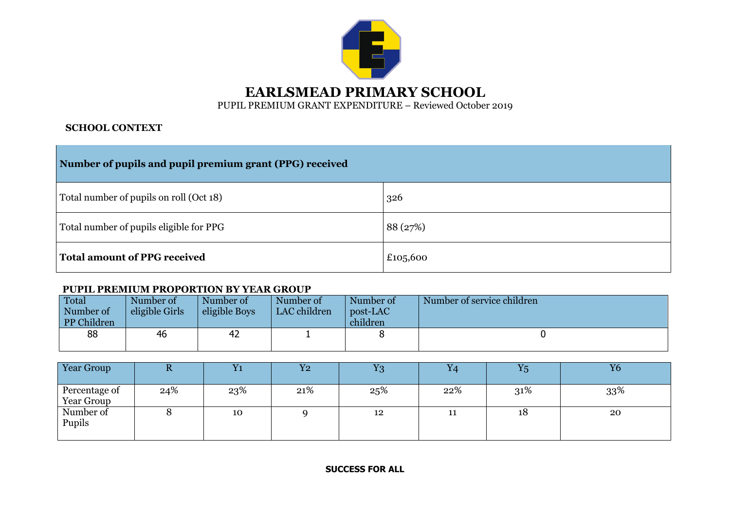# EARLSMEAD PRIMARY SCHOOL

PUPIL PREMIUM GRANT EXPENDITURE – Reviewed October 2019

**SCHOOL CONTEXT**

| **Number of pupils and pupil premium grant (PPG) received** | |
|---|---|
| Total number of pupils on roll (Oct 18) | 326 |
| Total number of pupils eligible for PPG | 88 (27%) |
| **Total amount of PPG received** | £105,600 |

**PUPIL PREMIUM PROPORTION BY YEAR GROUP**

| Total Number of PP Children | Number of eligible Girls | Number of eligible Boys | Number of LAC children | Number of post-LAC children | Number of service children |
|---|---|---|---|---|---|
| 88 | 46 | 42 | 1 | 8 | 0 |

| Year Group | R | Y1 | Y2 | Y3 | Y4 | Y5 | Y6 |
|---|---|---|---|---|---|---|---|
| Percentage of Year Group | 24% | 23% | 21% | 25% | 22% | 31% | 33% |
| Number of Pupils | 8 | 10 | 9 | 12 | 11 | 18 | 20 |

**SUCCESS FOR ALL**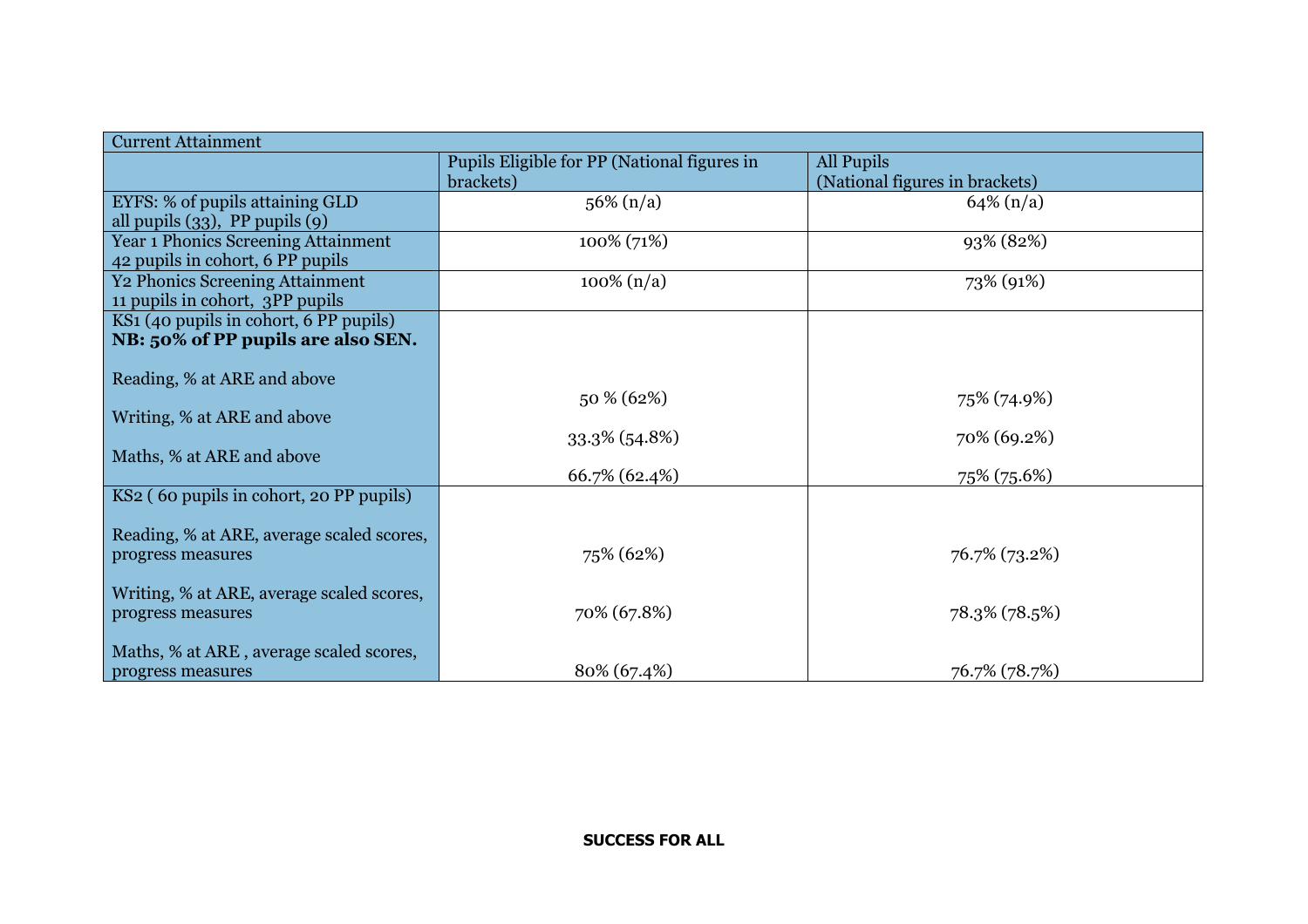| Current Attainment | | |
|---|---|---|
| | Pupils Eligible for PP (National figures in brackets) | All Pupils (National figures in brackets) |
| EYFS: % of pupils attaining GLD all pupils (33), PP pupils (9) | 56% (n/a) | 64% (n/a) |
| Year 1 Phonics Screening Attainment 42 pupils in cohort, 6 PP pupils | 100% (71%) | 93% (82%) |
| Y2 Phonics Screening Attainment 11 pupils in cohort, 3PP pupils | 100% (n/a) | 73% (91%) |
| KS1 (40 pupils in cohort, 6 PP pupils) **NB: 50% of PP pupils are also SEN.** | | |
| Reading, % at ARE and above | 50 % (62%) | 75% (74.9%) |
| Writing, % at ARE and above | 33.3% (54.8%) | 70% (69.2%) |
| Maths, % at ARE and above | 66.7% (62.4%) | 75% (75.6%) |
| KS2 ( 60 pupils in cohort, 20 PP pupils) | | |
| Reading, % at ARE, average scaled scores, progress measures | 75% (62%) | 76.7% (73.2%) |
| Writing, % at ARE, average scaled scores, progress measures | 70% (67.8%) | 78.3% (78.5%) |
| Maths, % at ARE , average scaled scores, progress measures | 80% (67.4%) | 76.7% (78.7%) |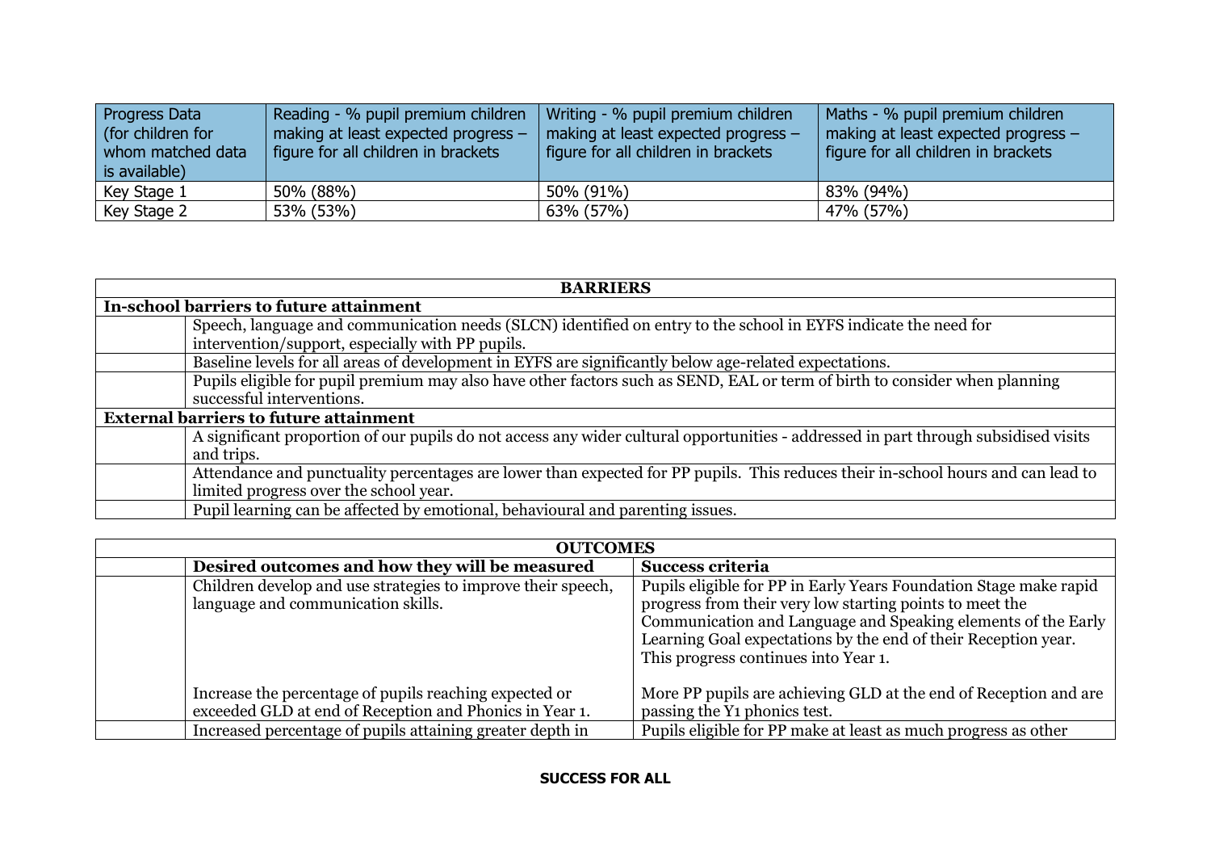| Progress Data (for children for whom matched data is available) | Reading - % pupil premium children making at least expected progress – figure for all children in brackets | Writing - % pupil premium children making at least expected progress – figure for all children in brackets | Maths - % pupil premium children making at least expected progress – figure for all children in brackets |
|---|---|---|---|
| Key Stage 1 | 50% (88%) | 50% (91%) | 83% (94%) |
| Key Stage 2 | 53% (53%) | 63% (57%) | 47% (57%) |

| BARRIERS | |
|---|---|
| **In-school barriers to future attainment** | |
| | Speech, language and communication needs (SLCN) identified on entry to the school in EYFS indicate the need for intervention/support, especially with PP pupils. |
| | Baseline levels for all areas of development in EYFS are significantly below age-related expectations. |
| | Pupils eligible for pupil premium may also have other factors such as SEND, EAL or term of birth to consider when planning successful interventions. |
| **External barriers to future attainment** | |
| | A significant proportion of our pupils do not access any wider cultural opportunities - addressed in part through subsidised visits and trips. |
| | Attendance and punctuality percentages are lower than expected for PP pupils. This reduces their in-school hours and can lead to limited progress over the school year. |
| | Pupil learning can be affected by emotional, behavioural and parenting issues. |

| OUTCOMES | | |
|---|---|---|
| | **Desired outcomes and how they will be measured** | **Success criteria** |
| | Children develop and use strategies to improve their speech, language and communication skills.<br><br>Increase the percentage of pupils reaching expected or exceeded GLD at end of Reception and Phonics in Year 1. | Pupils eligible for PP in Early Years Foundation Stage make rapid progress from their very low starting points to meet the Communication and Language and Speaking elements of the Early Learning Goal expectations by the end of their Reception year. This progress continues into Year 1.<br><br>More PP pupils are achieving GLD at the end of Reception and are passing the Y1 phonics test. |
| | Increased percentage of pupils attaining greater depth in | Pupils eligible for PP make at least as much progress as other |

**SUCCESS FOR ALL**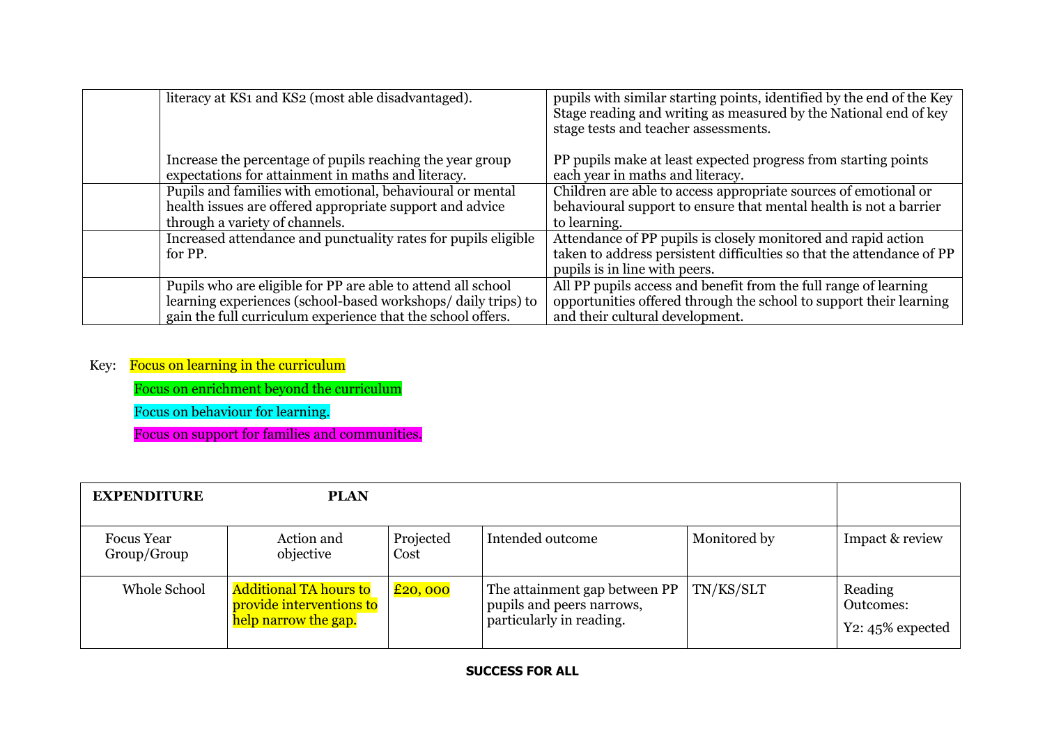| | | |
|---|---|---|
| | literacy at KS1 and KS2 (most able disadvantaged).<br><br>Increase the percentage of pupils reaching the year group expectations for attainment in maths and literacy. | pupils with similar starting points, identified by the end of the Key Stage reading and writing as measured by the National end of key stage tests and teacher assessments.<br><br>PP pupils make at least expected progress from starting points each year in maths and literacy. |
| | Pupils and families with emotional, behavioural or mental health issues are offered appropriate support and advice through a variety of channels. | Children are able to access appropriate sources of emotional or behavioural support to ensure that mental health is not a barrier to learning. |
| | Increased attendance and punctuality rates for pupils eligible for PP. | Attendance of PP pupils is closely monitored and rapid action taken to address persistent difficulties so that the attendance of PP pupils is in line with peers. |
| | Pupils who are eligible for PP are able to attend all school learning experiences (school-based workshops/ daily trips) to gain the full curriculum experience that the school offers. | All PP pupils access and benefit from the full range of learning opportunities offered through the school to support their learning and their cultural development. |

Key: Focus on learning in the curriculum

Focus on enrichment beyond the curriculum

Focus on behaviour for learning.

Focus on support for families and communities.

| **EXPENDITURE PLAN** | | | | | |
|---|---|---|---|---|---|
| Focus Year Group/Group | Action and objective | Projected Cost | Intended outcome | Monitored by | Impact & review |
| Whole School | Additional TA hours to provide interventions to help narrow the gap. | £20, 000 | The attainment gap between PP pupils and peers narrows, particularly in reading. | TN/KS/SLT | Reading Outcomes:<br><br>Y2: 45% expected |

**SUCCESS FOR ALL**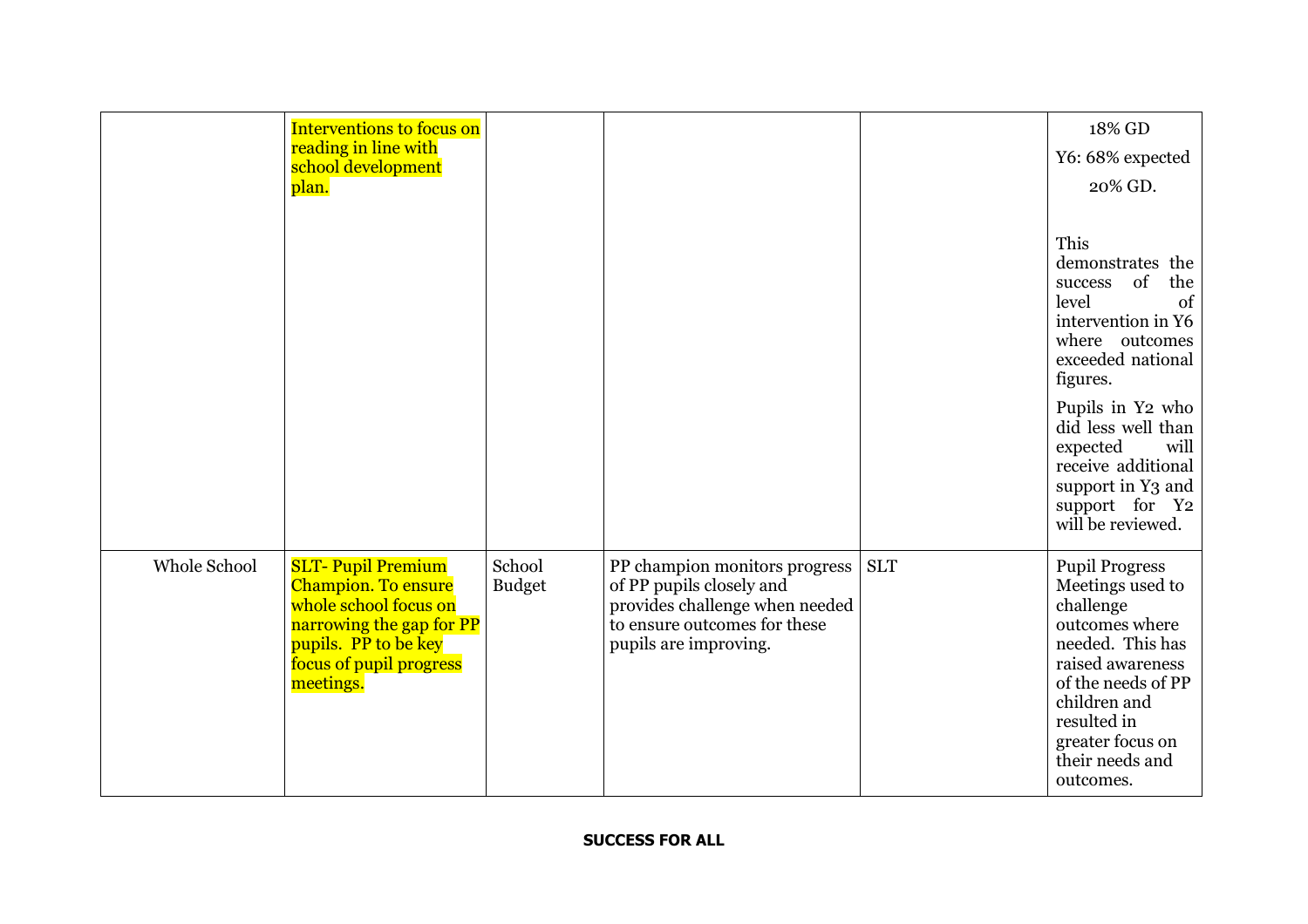| | | | | | |
|---|---|---|---|---|---|
| | Interventions to focus on reading in line with school development plan. | | | | 18% GD<br>Y6: 68% expected<br>20% GD.<br><br>This demonstrates the success of the level of intervention in Y6 where outcomes exceeded national figures.<br><br>Pupils in Y2 who did less well than expected will receive additional support in Y3 and support for Y2 will be reviewed. |
| Whole School | SLT- Pupil Premium Champion. To ensure whole school focus on narrowing the gap for PP pupils. PP to be key focus of pupil progress meetings. | School Budget | PP champion monitors progress of PP pupils closely and provides challenge when needed to ensure outcomes for these pupils are improving. | SLT | Pupil Progress Meetings used to challenge outcomes where needed. This has raised awareness of the needs of PP children and resulted in greater focus on their needs and outcomes. |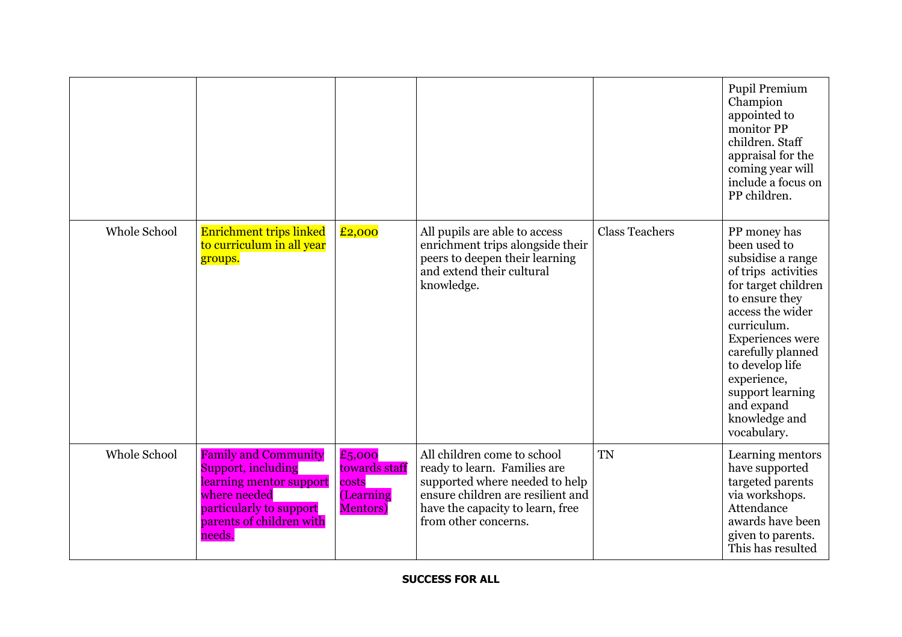| | | | | | |
|---|---|---|---|---|---|
| | | | | | Pupil Premium Champion appointed to monitor PP children. Staff appraisal for the coming year will include a focus on PP children. |
| Whole School | Enrichment trips linked to curriculum in all year groups. | £2,000 | All pupils are able to access enrichment trips alongside their peers to deepen their learning and extend their cultural knowledge. | Class Teachers | PP money has been used to subsidise a range of trips activities for target children to ensure they access the wider curriculum. Experiences were carefully planned to develop life experience, support learning and expand knowledge and vocabulary. |
| Whole School | Family and Community Support, including learning mentor support where needed particularly to support parents of children with needs. | £5,000 towards staff costs (Learning Mentors) | All children come to school ready to learn. Families are supported where needed to help ensure children are resilient and have the capacity to learn, free from other concerns. | TN | Learning mentors have supported targeted parents via workshops. Attendance awards have been given to parents. This has resulted |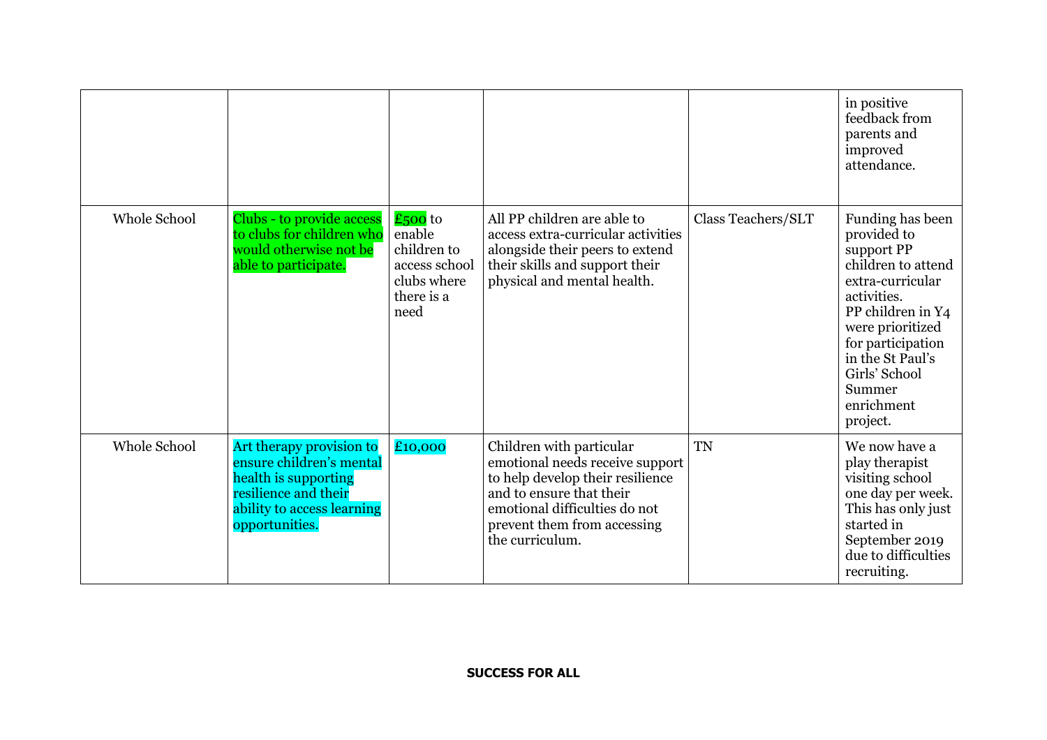| | | | | | |
|---|---|---|---|---|---|
| | | | | | in positive feedback from parents and improved attendance. |
| Whole School | Clubs - to provide access to clubs for children who would otherwise not be able to participate. | £500 to enable children to access school clubs where there is a need | All PP children are able to access extra-curricular activities alongside their peers to extend their skills and support their physical and mental health. | Class Teachers/SLT | Funding has been provided to support PP children to attend extra-curricular activities. PP children in Y4 were prioritized for participation in the St Paul's Girls' School Summer enrichment project. |
| Whole School | Art therapy provision to ensure children's mental health is supporting resilience and their ability to access learning opportunities. | £10,000 | Children with particular emotional needs receive support to help develop their resilience and to ensure that their emotional difficulties do not prevent them from accessing the curriculum. | TN | We now have a play therapist visiting school one day per week. This has only just started in September 2019 due to difficulties recruiting. |

**SUCCESS FOR ALL**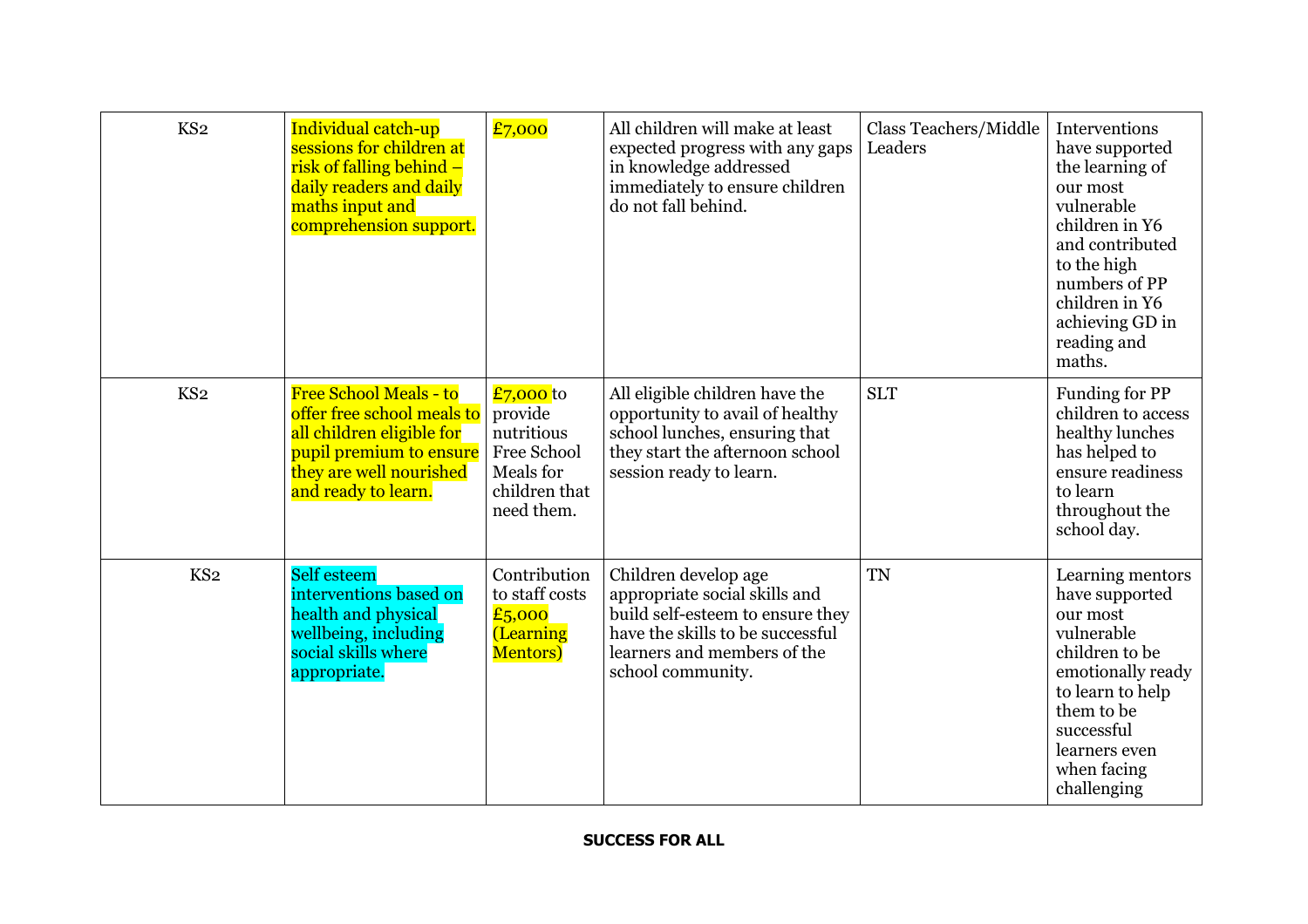| KS2 | Individual catch-up sessions for children at risk of falling behind – daily readers and daily maths input and comprehension support. | £7,000 | All children will make at least expected progress with any gaps in knowledge addressed immediately to ensure children do not fall behind. | Class Teachers/Middle Leaders | Interventions have supported the learning of our most vulnerable children in Y6 and contributed to the high numbers of PP children in Y6 achieving GD in reading and maths. |
|---|---|---|---|---|---|
| KS2 | Free School Meals - to offer free school meals to all children eligible for pupil premium to ensure they are well nourished and ready to learn. | £7,000 to provide nutritious Free School Meals for children that need them. | All eligible children have the opportunity to avail of healthy school lunches, ensuring that they start the afternoon school session ready to learn. | SLT | Funding for PP children to access healthy lunches has helped to ensure readiness to learn throughout the school day. |
| KS2 | Self esteem interventions based on health and physical wellbeing, including social skills where appropriate. | Contribution to staff costs £5,000 (Learning Mentors) | Children develop age appropriate social skills and build self-esteem to ensure they have the skills to be successful learners and members of the school community. | TN | Learning mentors have supported our most vulnerable children to be emotionally ready to learn to help them to be successful learners even when facing challenging |

**SUCCESS FOR ALL**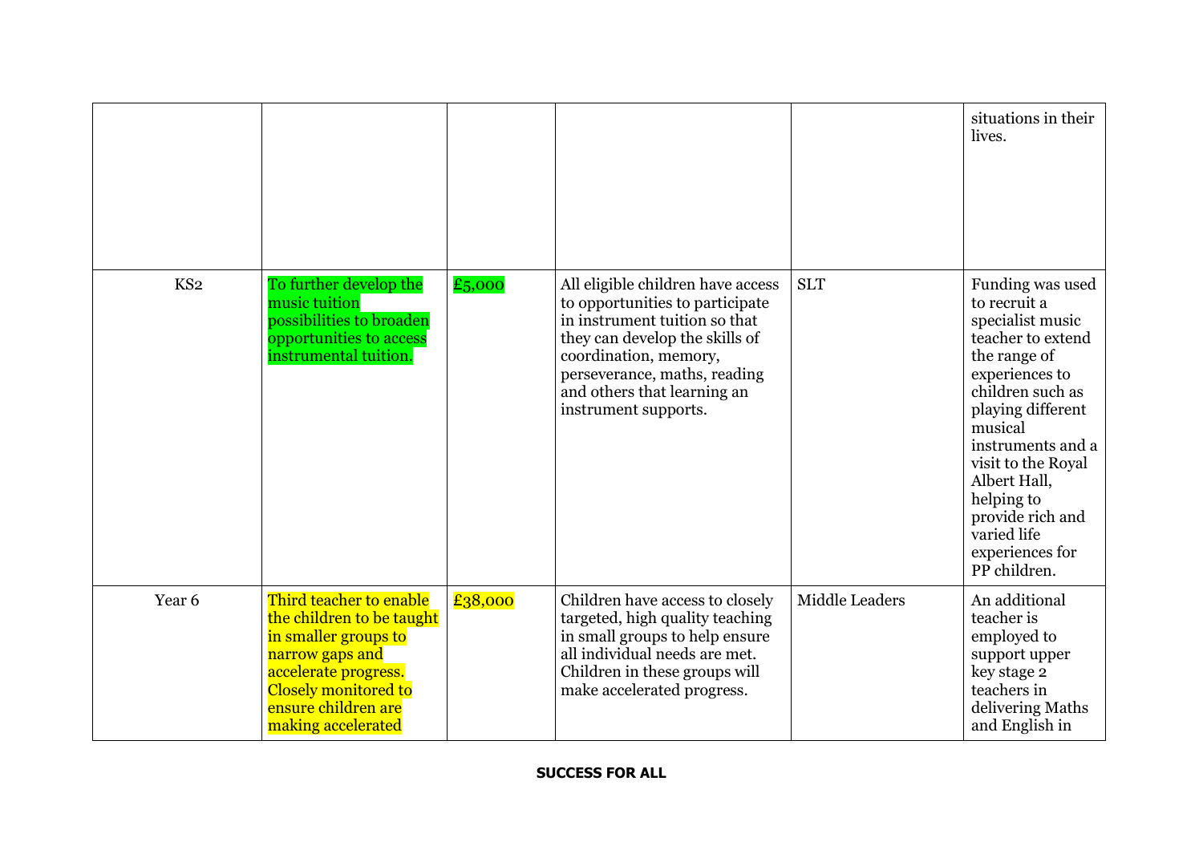|  |  |  |  |  |  |
|---|---|---|---|---|---|
|  |  |  |  |  | situations in their lives. |
| KS2 | To further develop the music tuition possibilities to broaden opportunities to access instrumental tuition. | £5,000 | All eligible children have access to opportunities to participate in instrument tuition so that they can develop the skills of coordination, memory, perseverance, maths, reading and others that learning an instrument supports. | SLT | Funding was used to recruit a specialist music teacher to extend the range of experiences to children such as playing different musical instruments and a visit to the Royal Albert Hall, helping to provide rich and varied life experiences for PP children. |
| Year 6 | Third teacher to enable the children to be taught in smaller groups to narrow gaps and accelerate progress. Closely monitored to ensure children are making accelerated | £38,000 | Children have access to closely targeted, high quality teaching in small groups to help ensure all individual needs are met. Children in these groups will make accelerated progress. | Middle Leaders | An additional teacher is employed to support upper key stage 2 teachers in delivering Maths and English in |

**SUCCESS FOR ALL**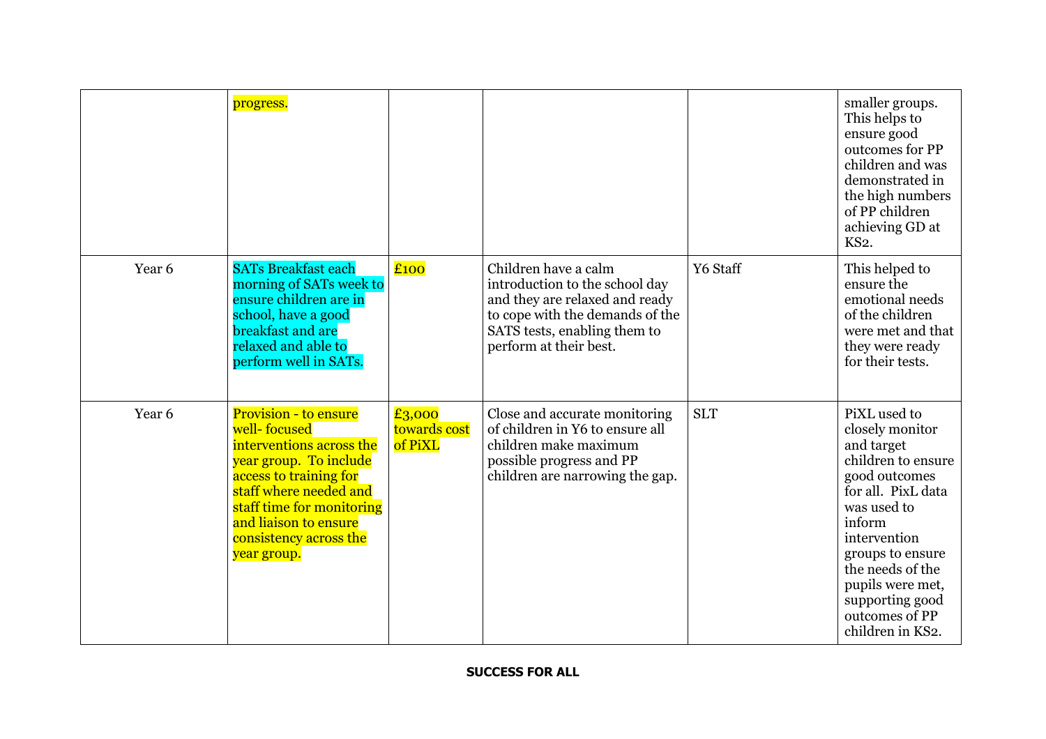| | | | | | |
|---|---|---|---|---|---|
| | progress. | | | | smaller groups. This helps to ensure good outcomes for PP children and was demonstrated in the high numbers of PP children achieving GD at KS2. |
| Year 6 | SATs Breakfast each morning of SATs week to ensure children are in school, have a good breakfast and are relaxed and able to perform well in SATs. | £100 | Children have a calm introduction to the school day and they are relaxed and ready to cope with the demands of the SATS tests, enabling them to perform at their best. | Y6 Staff | This helped to ensure the emotional needs of the children were met and that they were ready for their tests. |
| Year 6 | Provision - to ensure well- focused interventions across the year group. To include access to training for staff where needed and staff time for monitoring and liaison to ensure consistency across the year group. | £3,000 towards cost of PiXL | Close and accurate monitoring of children in Y6 to ensure all children make maximum possible progress and PP children are narrowing the gap. | SLT | PiXL used to closely monitor and target children to ensure good outcomes for all. PixL data was used to inform intervention groups to ensure the needs of the pupils were met, supporting good outcomes of PP children in KS2. |

**SUCCESS FOR ALL**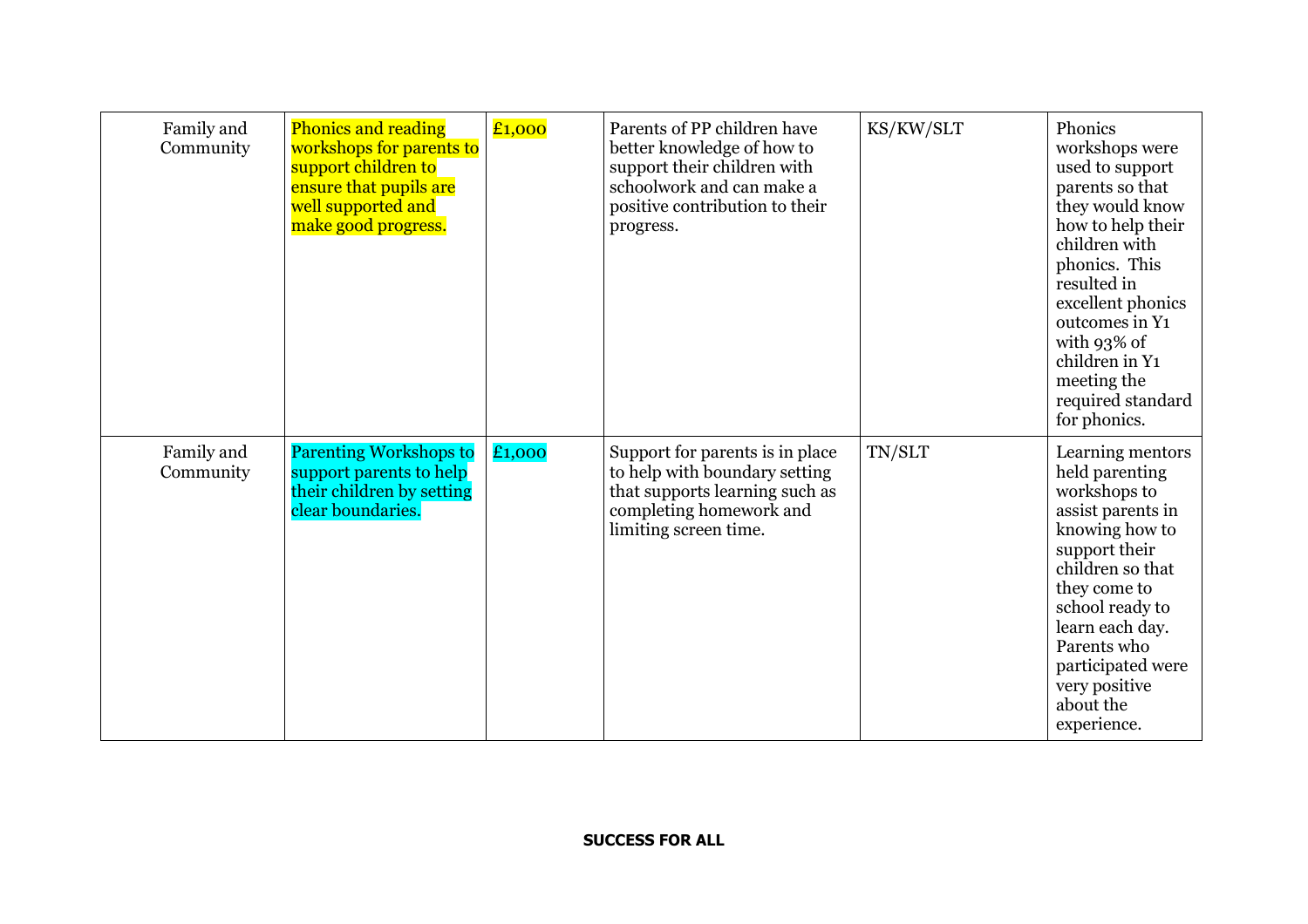| Family and Community | Phonics and reading workshops for parents to support children to ensure that pupils are well supported and make good progress. | £1,000 | Parents of PP children have better knowledge of how to support their children with schoolwork and can make a positive contribution to their progress. | KS/KW/SLT | Phonics workshops were used to support parents so that they would know how to help their children with phonics. This resulted in excellent phonics outcomes in Y1 with 93% of children in Y1 meeting the required standard for phonics. |
|---|---|---|---|---|---|
| Family and Community | Parenting Workshops to support parents to help their children by setting clear boundaries. | £1,000 | Support for parents is in place to help with boundary setting that supports learning such as completing homework and limiting screen time. | TN/SLT | Learning mentors held parenting workshops to assist parents in knowing how to support their children so that they come to school ready to learn each day. Parents who participated were very positive about the experience. |

**SUCCESS FOR ALL**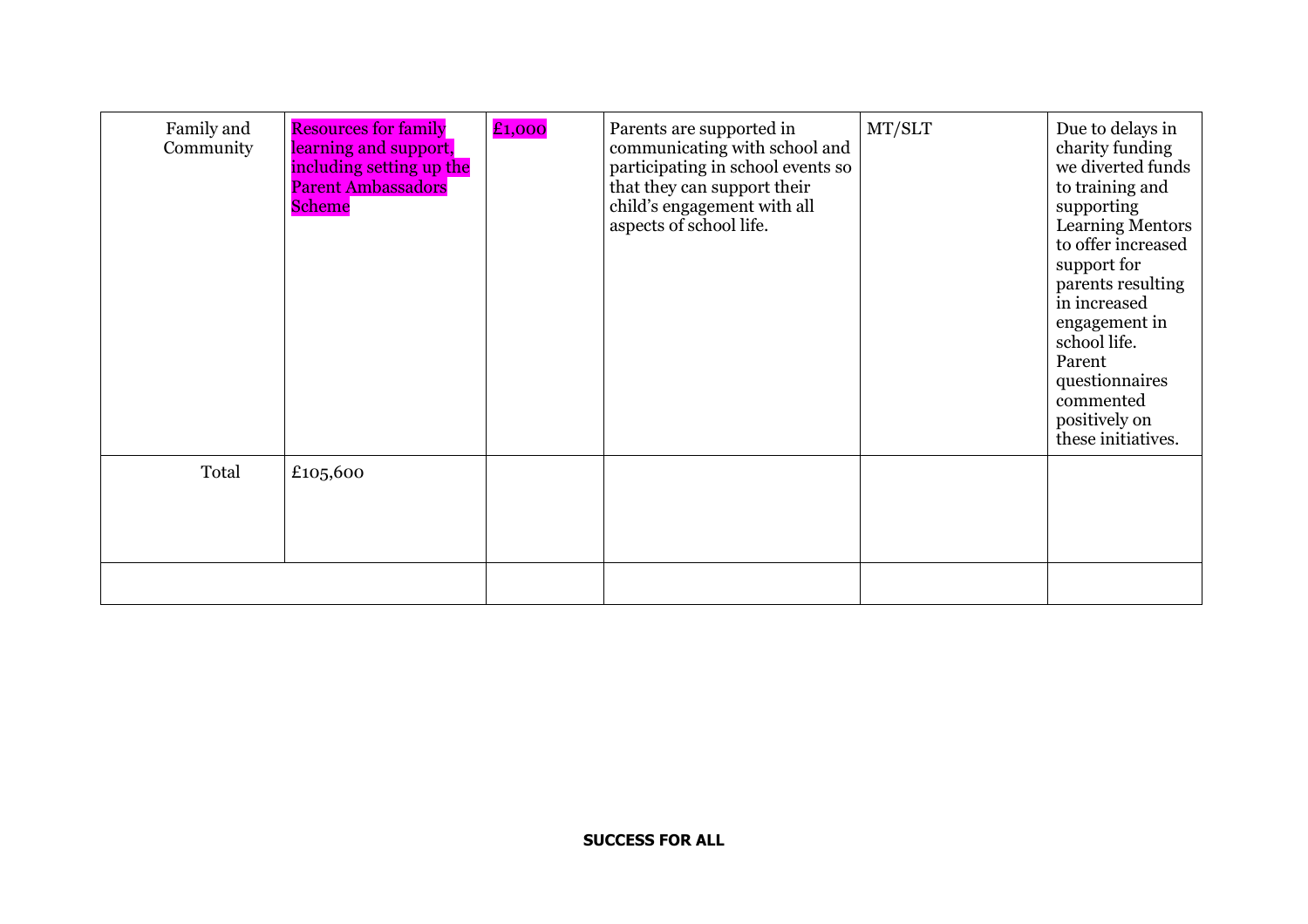| | | | | | |
|---|---|---|---|---|---|
| Family and Community | Resources for family learning and support, including setting up the Parent Ambassadors Scheme | £1,000 | Parents are supported in communicating with school and participating in school events so that they can support their child's engagement with all aspects of school life. | MT/SLT | Due to delays in charity funding we diverted funds to training and supporting Learning Mentors to offer increased support for parents resulting in increased engagement in school life. Parent questionnaires commented positively on these initiatives. |
| Total | £105,600 | | | | |
| | | | | | |

**SUCCESS FOR ALL**